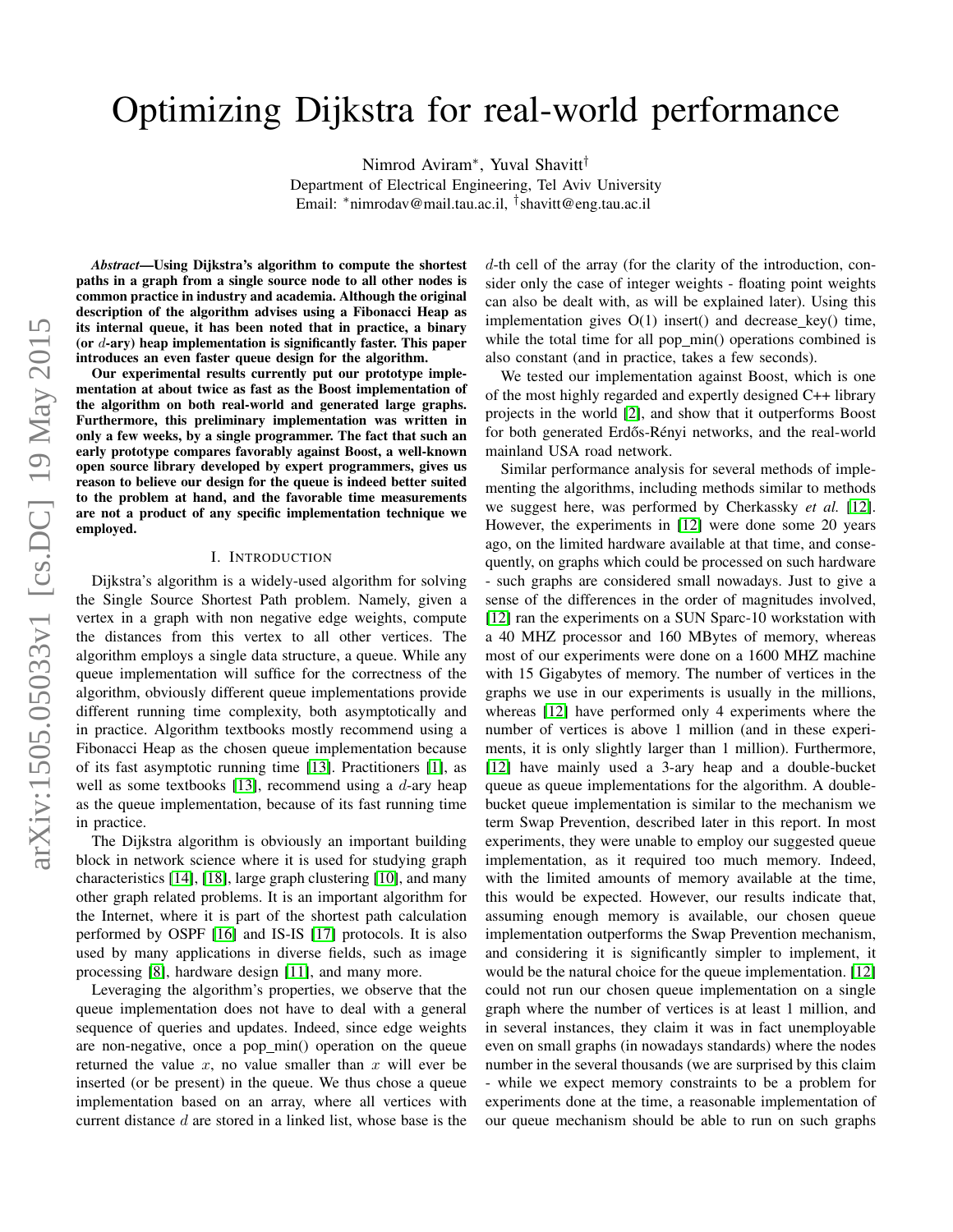# Optimizing Dijkstra for real-world performance

Nimrod Aviram*, Yuval Shavitt†
Department of Electrical Engineering, Tel Aviv University
Email: *nimrodav@mail.tau.ac.il, †shavitt@eng.tau.ac.il

***Abstract*—Using Dijkstra's algorithm to compute the shortest paths in a graph from a single source node to all other nodes is common practice in industry and academia. Although the original description of the algorithm advises using a Fibonacci Heap as its internal queue, it has been noted that in practice, a binary (or $d$-ary) heap implementation is significantly faster. This paper introduces an even faster queue design for the algorithm.**

**Our experimental results currently put our prototype implementation at about twice as fast as the Boost implementation of the algorithm on both real-world and generated large graphs. Furthermore, this preliminary implementation was written in only a few weeks, by a single programmer. The fact that such an early prototype compares favorably against Boost, a well-known open source library developed by expert programmers, gives us reason to believe our design for the queue is indeed better suited to the problem at hand, and the favorable time measurements are not a product of any specific implementation technique we employed.**

## I. Introduction

Dijkstra's algorithm is a widely-used algorithm for solving the Single Source Shortest Path problem. Namely, given a vertex in a graph with non negative edge weights, compute the distances from this vertex to all other vertices. The algorithm employs a single data structure, a queue. While any queue implementation will suffice for the correctness of the algorithm, obviously different queue implementations provide different running time complexity, both asymptotically and in practice. Algorithm textbooks mostly recommend using a Fibonacci Heap as the chosen queue implementation because of its fast asymptotic running time [13]. Practitioners [1], as well as some textbooks [13], recommend using a $d$-ary heap as the queue implementation, because of its fast running time in practice.

The Dijkstra algorithm is obviously an important building block in network science where it is used for studying graph characteristics [14], [18], large graph clustering [10], and many other graph related problems. It is an important algorithm for the Internet, where it is part of the shortest path calculation performed by OSPF [16] and IS-IS [17] protocols. It is also used by many applications in diverse fields, such as image processing [8], hardware design [11], and many more.

Leveraging the algorithm's properties, we observe that the queue implementation does not have to deal with a general sequence of queries and updates. Indeed, since edge weights are non-negative, once a pop_min() operation on the queue returned the value $x$, no value smaller than $x$ will ever be inserted (or be present) in the queue. We thus chose a queue implementation based on an array, where all vertices with current distance $d$ are stored in a linked list, whose base is the $d$-th cell of the array (for the clarity of the introduction, consider only the case of integer weights - floating point weights can also be dealt with, as will be explained later). Using this implementation gives O(1) insert() and decrease_key() time, while the total time for all pop_min() operations combined is also constant (and in practice, takes a few seconds).

We tested our implementation against Boost, which is one of the most highly regarded and expertly designed C++ library projects in the world [2], and show that it outperforms Boost for both generated Erdős-Rényi networks, and the real-world mainland USA road network.

Similar performance analysis for several methods of implementing the algorithms, including methods similar to methods we suggest here, was performed by Cherkassky *et al.* [12]. However, the experiments in [12] were done some 20 years ago, on the limited hardware available at that time, and consequently, on graphs which could be processed on such hardware - such graphs are considered small nowadays. Just to give a sense of the differences in the order of magnitudes involved, [12] ran the experiments on a SUN Sparc-10 workstation with a 40 MHZ processor and 160 MBytes of memory, whereas most of our experiments were done on a 1600 MHZ machine with 15 Gigabytes of memory. The number of vertices in the graphs we use in our experiments is usually in the millions, whereas [12] have performed only 4 experiments where the number of vertices is above 1 million (and in these experiments, it is only slightly larger than 1 million). Furthermore, [12] have mainly used a 3-ary heap and a double-bucket queue as queue implementations for the algorithm. A double-bucket queue implementation is similar to the mechanism we term Swap Prevention, described later in this report. In most experiments, they were unable to employ our suggested queue implementation, as it required too much memory. Indeed, with the limited amounts of memory available at the time, this would be expected. However, our results indicate that, assuming enough memory is available, our chosen queue implementation outperforms the Swap Prevention mechanism, and considering it is significantly simpler to implement, it would be the natural choice for the queue implementation. [12] could not run our chosen queue implementation on a single graph where the number of vertices is at least 1 million, and in several instances, they claim it was in fact unemployable even on small graphs (in nowadays standards) where the nodes number in the several thousands (we are surprised by this claim - while we expect memory constraints to be a problem for experiments done at the time, a reasonable implementation of our queue mechanism should be able to run on such graphs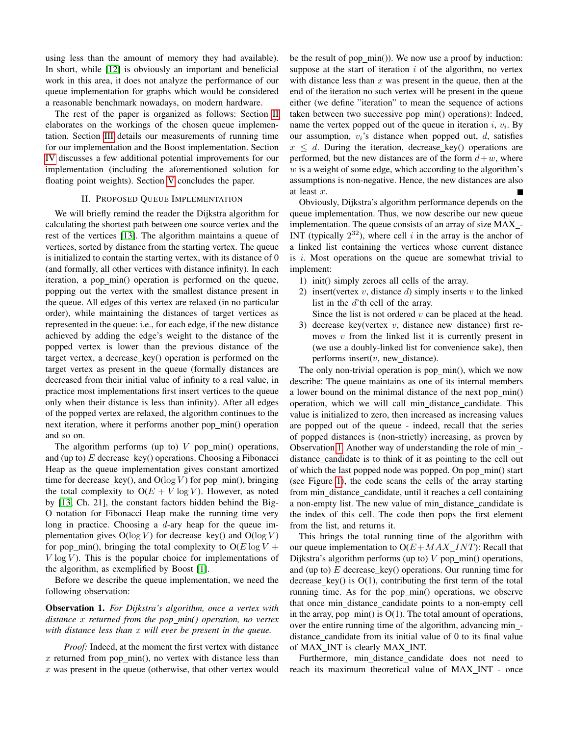using less than the amount of memory they had available). In short, while [12] is obviously an important and beneficial work in this area, it does not analyze the performance of our queue implementation for graphs which would be considered a reasonable benchmark nowadays, on modern hardware.

The rest of the paper is organized as follows: Section II elaborates on the workings of the chosen queue implementation. Section III details our measurements of running time for our implementation and the Boost implementation. Section IV discusses a few additional potential improvements for our implementation (including the aforementioned solution for floating point weights). Section V concludes the paper.

## II. Proposed Queue Implementation

We will briefly remind the reader the Dijkstra algorithm for calculating the shortest path between one source vertex and the rest of the vertices [13]. The algorithm maintains a queue of vertices, sorted by distance from the starting vertex. The queue is initialized to contain the starting vertex, with its distance of 0 (and formally, all other vertices with distance infinity). In each iteration, a pop_min() operation is performed on the queue, popping out the vertex with the smallest distance present in the queue. All edges of this vertex are relaxed (in no particular order), while maintaining the distances of target vertices as represented in the queue: i.e., for each edge, if the new distance achieved by adding the edge's weight to the distance of the popped vertex is lower than the previous distance of the target vertex, a decrease_key() operation is performed on the target vertex as present in the queue (formally distances are decreased from their initial value of infinity to a real value, in practice most implementations first insert vertices to the queue only when their distance is less than infinity). After all edges of the popped vertex are relaxed, the algorithm continues to the next iteration, where it performs another pop_min() operation and so on.

The algorithm performs (up to) $V$ pop_min() operations, and (up to) $E$ decrease_key() operations. Choosing a Fibonacci Heap as the queue implementation gives constant amortized time for decrease_key(), and $O(\log V)$ for pop_min(), bringing the total complexity to $O(E + V \log V)$. However, as noted by [13, Ch. 21], the constant factors hidden behind the Big-O notation for Fibonacci Heap make the running time very long in practice. Choosing a $d$-ary heap for the queue implementation gives $O(\log V)$ for decrease_key() and $O(\log V)$ for pop_min(), bringing the total complexity to $O(E \log V + V \log V)$. This is the popular choice for implementations of the algorithm, as exemplified by Boost [1].

Before we describe the queue implementation, we need the following observation:

**Observation 1.** *For Dijkstra's algorithm, once a vertex with distance $x$ returned from the pop_min() operation, no vertex with distance less than $x$ will ever be present in the queue.*

*Proof:* Indeed, at the moment the first vertex with distance $x$ returned from pop_min(), no vertex with distance less than $x$ was present in the queue (otherwise, that other vertex would be the result of pop_min()). We now use a proof by induction: suppose at the start of iteration $i$ of the algorithm, no vertex with distance less than $x$ was present in the queue, then at the end of the iteration no such vertex will be present in the queue either (we define "iteration" to mean the sequence of actions taken between two successive pop_min() operations): Indeed, name the vertex popped out of the queue in iteration $i$, $v_i$. By our assumption, $v_i$'s distance when popped out, $d$, satisfies $x \leq d$. During the iteration, decrease_key() operations are performed, but the new distances are of the form $d+w$, where $w$ is a weight of some edge, which according to the algorithm's assumptions is non-negative. Hence, the new distances are also at least $x$. ∎

Obviously, Dijkstra's algorithm performance depends on the queue implementation. Thus, we now describe our new queue implementation. The queue consists of an array of size MAX_INT (typically $2^{32}$), where cell $i$ in the array is the anchor of a linked list containing the vertices whose current distance is $i$. Most operations on the queue are somewhat trivial to implement:

1) init() simply zeroes all cells of the array.
2) insert(vertex $v$, distance $d$) simply inserts $v$ to the linked list in the $d$'th cell of the array.
   Since the list is not ordered $v$ can be placed at the head.
3) decrease_key(vertex $v$, distance new_distance) first removes $v$ from the linked list it is currently present in (we use a doubly-linked list for convenience sake), then performs insert($v$, new_distance).

The only non-trivial operation is pop_min(), which we now describe: The queue maintains as one of its internal members a lower bound on the minimal distance of the next pop_min() operation, which we will call min_distance_candidate. This value is initialized to zero, then increased as increasing values are popped out of the queue - indeed, recall that the series of popped distances is (non-strictly) increasing, as proven by Observation 1. Another way of understanding the role of min_distance_candidate is to think of it as pointing to the cell out of which the last popped node was popped. On pop_min() start (see Figure 1), the code scans the cells of the array starting from min_distance_candidate, until it reaches a cell containing a non-empty list. The new value of min_distance_candidate is the index of this cell. The code then pops the first element from the list, and returns it.

This brings the total running time of the algorithm with our queue implementation to $O(E + MAX\_INT)$: Recall that Dijkstra's algorithm performs (up to) $V$ pop_min() operations, and (up to) $E$ decrease_key() operations. Our running time for decrease_key() is O(1), contributing the first term of the total running time. As for the pop_min() operations, we observe that once min_distance_candidate points to a non-empty cell in the array, pop_min() is O(1). The total amount of operations, over the entire running time of the algorithm, advancing min_distance_candidate from its initial value of 0 to its final value of MAX_INT is clearly MAX_INT.

Furthermore, min_distance_candidate does not need to reach its maximum theoretical value of MAX_INT - once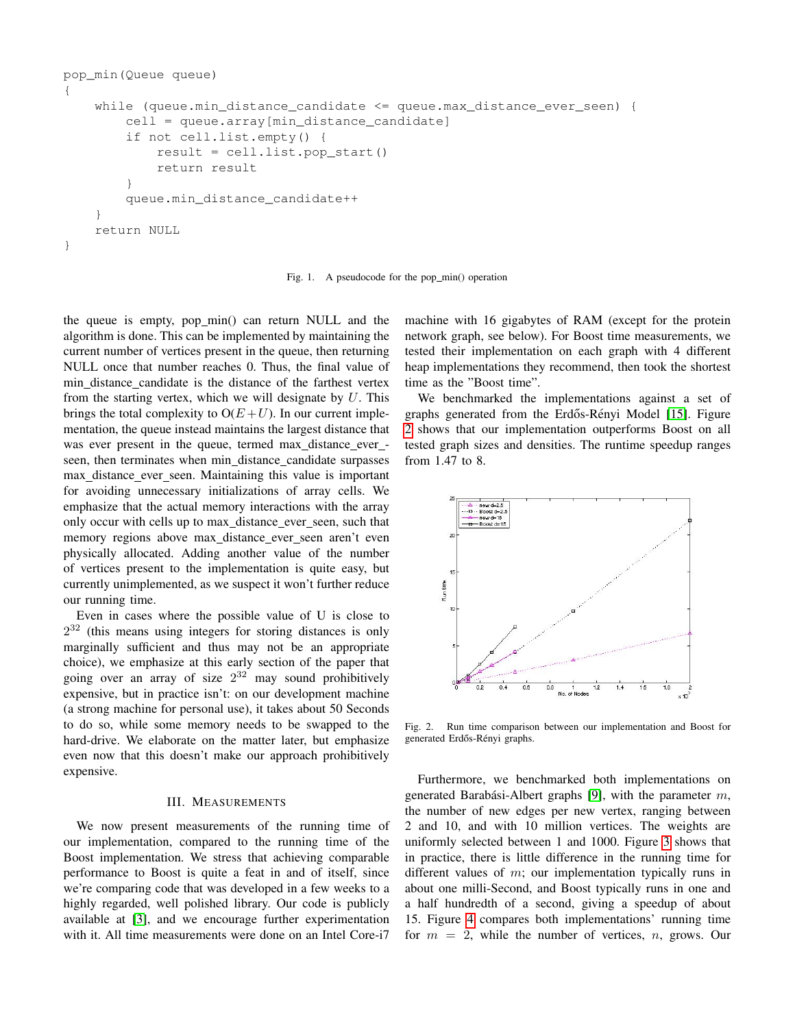```
pop_min(Queue queue)
{
    while (queue.min_distance_candidate <= queue.max_distance_ever_seen) {
        cell = queue.array[min_distance_candidate]
        if not cell.list.empty() {
            result = cell.list.pop_start()
            return result
        }
        queue.min_distance_candidate++
    }
    return NULL
}
```

Fig. 1. A pseudocode for the pop_min() operation

the queue is empty, pop_min() can return NULL and the algorithm is done. This can be implemented by maintaining the current number of vertices present in the queue, then returning NULL once that number reaches 0. Thus, the final value of min_distance_candidate is the distance of the farthest vertex from the starting vertex, which we will designate by $U$. This brings the total complexity to $O(E+U)$. In our current implementation, the queue instead maintains the largest distance that was ever present in the queue, termed max_distance_ever_seen, then terminates when min_distance_candidate surpasses max_distance_ever_seen. Maintaining this value is important for avoiding unnecessary initializations of array cells. We emphasize that the actual memory interactions with the array only occur with cells up to max_distance_ever_seen, such that memory regions above max_distance_ever_seen aren't even physically allocated. Adding another value of the number of vertices present to the implementation is quite easy, but currently unimplemented, as we suspect it won't further reduce our running time.

Even in cases where the possible value of U is close to $2^{32}$ (this means using integers for storing distances is only marginally sufficient and thus may not be an appropriate choice), we emphasize at this early section of the paper that going over an array of size $2^{32}$ may sound prohibitively expensive, but in practice isn't: on our development machine (a strong machine for personal use), it takes about 50 Seconds to do so, while some memory needs to be swapped to the hard-drive. We elaborate on the matter later, but emphasize even now that this doesn't make our approach prohibitively expensive.

## III. Measurements

We now present measurements of the running time of our implementation, compared to the running time of the Boost implementation. We stress that achieving comparable performance to Boost is quite a feat in and of itself, since we're comparing code that was developed in a few weeks to a highly regarded, well polished library. Our code is publicly available at [3], and we encourage further experimentation with it. All time measurements were done on an Intel Core-i7 machine with 16 gigabytes of RAM (except for the protein network graph, see below). For Boost time measurements, we tested their implementation on each graph with 4 different heap implementations they recommend, then took the shortest time as the "Boost time".

We benchmarked the implementations against a set of graphs generated from the Erdős-Rényi Model [15]. Figure 2 shows that our implementation outperforms Boost on all tested graph sizes and densities. The runtime speedup ranges from 1.47 to 8.

Fig. 2. Run time comparison between our implementation and Boost for generated Erdős-Rényi graphs.

Furthermore, we benchmarked both implementations on generated Barabási-Albert graphs [9], with the parameter $m$, the number of new edges per new vertex, ranging between 2 and 10, and with 10 million vertices. The weights are uniformly selected between 1 and 1000. Figure 3 shows that in practice, there is little difference in the running time for different values of $m$; our implementation typically runs in about one milli-Second, and Boost typically runs in one and a half hundredth of a second, giving a speedup of about 15. Figure 4 compares both implementations' running time for $m = 2$, while the number of vertices, $n$, grows. Our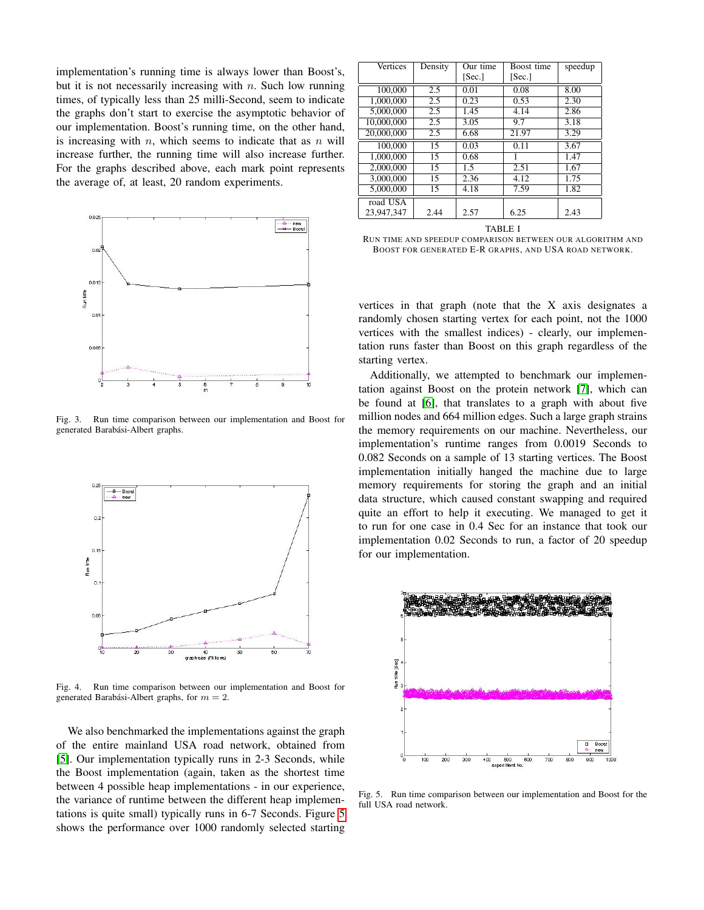implementation's running time is always lower than Boost's, but it is not necessarily increasing with $n$. Such low running times, of typically less than 25 milli-Second, seem to indicate the graphs don't start to exercise the asymptotic behavior of our implementation. Boost's running time, on the other hand, is increasing with $n$, which seems to indicate that as $n$ will increase further, the running time will also increase further. For the graphs described above, each mark point represents the average of, at least, 20 random experiments.

Fig. 3. Run time comparison between our implementation and Boost for generated Barabási-Albert graphs.

Fig. 4. Run time comparison between our implementation and Boost for generated Barabási-Albert graphs, for $m = 2$.

We also benchmarked the implementations against the graph of the entire mainland USA road network, obtained from [5]. Our implementation typically runs in 2-3 Seconds, while the Boost implementation (again, taken as the shortest time between 4 possible heap implementations - in our experience, the variance of runtime between the different heap implementations is quite small) typically runs in 6-7 Seconds. Figure 5 shows the performance over 1000 randomly selected starting vertices in that graph (note that the X axis designates a randomly chosen starting vertex for each point, not the 1000 vertices with the smallest indices) - clearly, our implementation runs faster than Boost on this graph regardless of the starting vertex.

| Vertices | Density | Our time [Sec.] | Boost time [Sec.] | speedup |
|---|---|---|---|---|
| 100,000 | 2.5 | 0.01 | 0.08 | 8.00 |
| 1,000,000 | 2.5 | 0.23 | 0.53 | 2.30 |
| 5,000,000 | 2.5 | 1.45 | 4.14 | 2.86 |
| 10,000,000 | 2.5 | 3.05 | 9.7 | 3.18 |
| 20,000,000 | 2.5 | 6.68 | 21.97 | 3.29 |
| 100,000 | 15 | 0.03 | 0.11 | 3.67 |
| 1,000,000 | 15 | 0.68 | 1 | 1.47 |
| 2,000,000 | 15 | 1.5 | 2.51 | 1.67 |
| 3,000,000 | 15 | 2.36 | 4.12 | 1.75 |
| 5,000,000 | 15 | 4.18 | 7.59 | 1.82 |
| road USA 23,947,347 | 2.44 | 2.57 | 6.25 | 2.43 |

TABLE I
RUN TIME AND SPEEDUP COMPARISON BETWEEN OUR ALGORITHM AND BOOST FOR GENERATED E-R GRAPHS, AND USA ROAD NETWORK.

Additionally, we attempted to benchmark our implementation against Boost on the protein network [7], which can be found at [6], that translates to a graph with about five million nodes and 664 million edges. Such a large graph strains the memory requirements on our machine. Nevertheless, our implementation's runtime ranges from 0.0019 Seconds to 0.082 Seconds on a sample of 13 starting vertices. The Boost implementation initially hanged the machine due to large memory requirements for storing the graph and an initial data structure, which caused constant swapping and required quite an effort to help it executing. We managed to get it to run for one case in 0.4 Sec for an instance that took our implementation 0.02 Seconds to run, a factor of 20 speedup for our implementation.

Fig. 5. Run time comparison between our implementation and Boost for the full USA road network.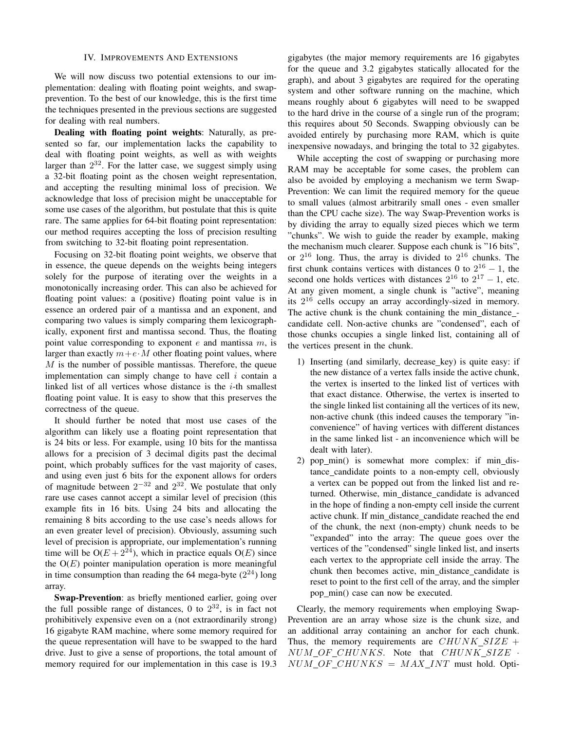## IV. Improvements And Extensions

We will now discuss two potential extensions to our implementation: dealing with floating point weights, and swap-prevention. To the best of our knowledge, this is the first time the techniques presented in the previous sections are suggested for dealing with real numbers.

**Dealing with floating point weights**: Naturally, as presented so far, our implementation lacks the capability to deal with floating point weights, as well as with weights larger than $2^{32}$. For the latter case, we suggest simply using a 32-bit floating point as the chosen weight representation, and accepting the resulting minimal loss of precision. We acknowledge that loss of precision might be unacceptable for some use cases of the algorithm, but postulate that this is quite rare. The same applies for 64-bit floating point representation: our method requires accepting the loss of precision resulting from switching to 32-bit floating point representation.

Focusing on 32-bit floating point weights, we observe that in essence, the queue depends on the weights being integers solely for the purpose of iterating over the weights in a monotonically increasing order. This can also be achieved for floating point values: a (positive) floating point value is in essence an ordered pair of a mantissa and an exponent, and comparing two values is simply comparing them lexicographically, exponent first and mantissa second. Thus, the floating point value corresponding to exponent $e$ and mantissa $m$, is larger than exactly $m+e\cdot M$ other floating point values, where $M$ is the number of possible mantissas. Therefore, the queue implementation can simply change to have cell $i$ contain a linked list of all vertices whose distance is the $i$-th smallest floating point value. It is easy to show that this preserves the correctness of the queue.

It should further be noted that most use cases of the algorithm can likely use a floating point representation that is 24 bits or less. For example, using 10 bits for the mantissa allows for a precision of 3 decimal digits past the decimal point, which probably suffices for the vast majority of cases, and using even just 6 bits for the exponent allows for orders of magnitude between $2^{-32}$ and $2^{32}$. We postulate that only rare use cases cannot accept a similar level of precision (this example fits in 16 bits. Using 24 bits and allocating the remaining 8 bits according to the use case's needs allows for an even greater level of precision). Obviously, assuming such level of precision is appropriate, our implementation's running time will be $O(E+2^{24})$, which in practice equals $O(E)$ since the $O(E)$ pointer manipulation operation is more meaningful in time consumption than reading the 64 mega-byte ($2^{24}$) long array.

**Swap-Prevention**: as briefly mentioned earlier, going over the full possible range of distances, 0 to $2^{32}$, is in fact not prohibitively expensive even on a (not extraordinarily strong) 16 gigabyte RAM machine, where some memory required for the queue representation will have to be swapped to the hard drive. Just to give a sense of proportions, the total amount of memory required for our implementation in this case is 19.3 gigabytes (the major memory requirements are 16 gigabytes for the queue and 3.2 gigabytes statically allocated for the graph), and about 3 gigabytes are required for the operating system and other software running on the machine, which means roughly about 6 gigabytes will need to be swapped to the hard drive in the course of a single run of the program; this requires about 50 Seconds. Swapping obviously can be avoided entirely by purchasing more RAM, which is quite inexpensive nowadays, and bringing the total to 32 gigabytes.

While accepting the cost of swapping or purchasing more RAM may be acceptable for some cases, the problem can also be avoided by employing a mechanism we term Swap-Prevention: We can limit the required memory for the queue to small values (almost arbitrarily small ones - even smaller than the CPU cache size). The way Swap-Prevention works is by dividing the array to equally sized pieces which we term "chunks". We wish to guide the reader by example, making the mechanism much clearer. Suppose each chunk is "16 bits", or $2^{16}$ long. Thus, the array is divided to $2^{16}$ chunks. The first chunk contains vertices with distances 0 to $2^{16}-1$, the second one holds vertices with distances $2^{16}$ to $2^{17}-1$, etc. At any given moment, a single chunk is "active", meaning its $2^{16}$ cells occupy an array accordingly-sized in memory. The active chunk is the chunk containing the min_distance_candidate cell. Non-active chunks are "condensed", each of those chunks occupies a single linked list, containing all of the vertices present in the chunk.

1) Inserting (and similarly, decrease_key) is quite easy: if the new distance of a vertex falls inside the active chunk, the vertex is inserted to the linked list of vertices with that exact distance. Otherwise, the vertex is inserted to the single linked list containing all the vertices of its new, non-active chunk (this indeed causes the temporary "inconvenience" of having vertices with different distances in the same linked list - an inconvenience which will be dealt with later).
2) pop_min() is somewhat more complex: if min_distance_candidate points to a non-empty cell, obviously a vertex can be popped out from the linked list and returned. Otherwise, min_distance_candidate is advanced in the hope of finding a non-empty cell inside the current active chunk. If min_distance_candidate reached the end of the chunk, the next (non-empty) chunk needs to be "expanded" into the array: The queue goes over the vertices of the "condensed" single linked list, and inserts each vertex to the appropriate cell inside the array. The chunk then becomes active, min_distance_candidate is reset to point to the first cell of the array, and the simpler pop_min() case can now be executed.

Clearly, the memory requirements when employing Swap-Prevention are an array whose size is the chunk size, and an additional array containing an anchor for each chunk. Thus, the memory requirements are $CHUNK\_SIZE + NUM\_OF\_CHUNKS$. Note that $CHUNK\_SIZE \cdot NUM\_OF\_CHUNKS = MAX\_INT$ must hold. Opti-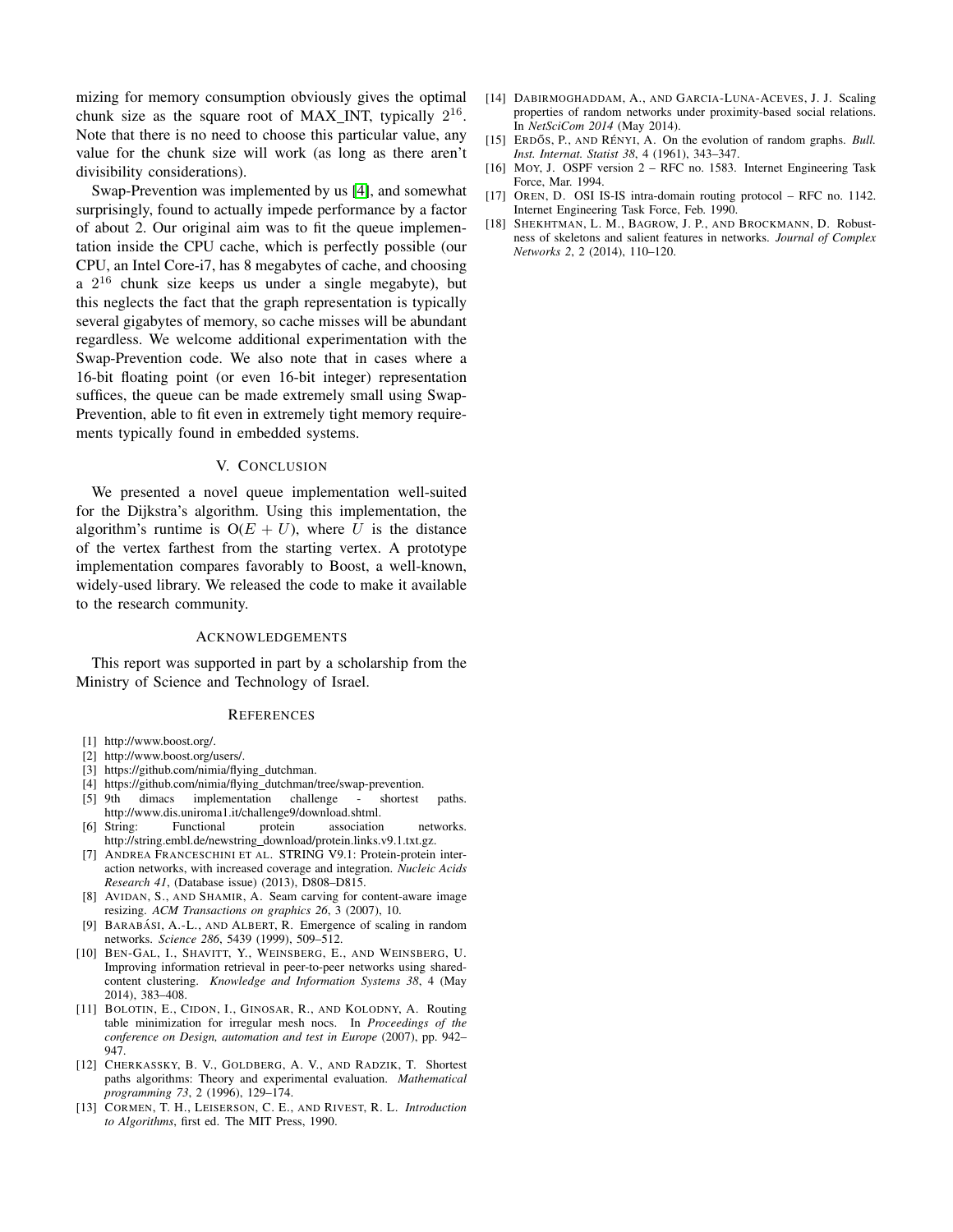mizing for memory consumption obviously gives the optimal chunk size as the square root of MAX_INT, typically $2^{16}$. Note that there is no need to choose this particular value, any value for the chunk size will work (as long as there aren't divisibility considerations).

Swap-Prevention was implemented by us [4], and somewhat surprisingly, found to actually impede performance by a factor of about 2. Our original aim was to fit the queue implementation inside the CPU cache, which is perfectly possible (our CPU, an Intel Core-i7, has 8 megabytes of cache, and choosing a $2^{16}$ chunk size keeps us under a single megabyte), but this neglects the fact that the graph representation is typically several gigabytes of memory, so cache misses will be abundant regardless. We welcome additional experimentation with the Swap-Prevention code. We also note that in cases where a 16-bit floating point (or even 16-bit integer) representation suffices, the queue can be made extremely small using Swap-Prevention, able to fit even in extremely tight memory requirements typically found in embedded systems.

## V. Conclusion

We presented a novel queue implementation well-suited for the Dijkstra's algorithm. Using this implementation, the algorithm's runtime is $O(E + U)$, where $U$ is the distance of the vertex farthest from the starting vertex. A prototype implementation compares favorably to Boost, a well-known, widely-used library. We released the code to make it available to the research community.

## Acknowledgements

This report was supported in part by a scholarship from the Ministry of Science and Technology of Israel.

## References

[1] http://www.boost.org/.

[2] http://www.boost.org/users/.

[3] https://github.com/nimia/flying_dutchman.

[4] https://github.com/nimia/flying_dutchman/tree/swap-prevention.

[5] 9th dimacs implementation challenge - shortest paths. http://www.dis.uniroma1.it/challenge9/download.shtml.

[6] String: Functional protein association networks. http://string.embl.de/newstring_download/protein.links.v9.1.txt.gz.

[7] Andrea Franceschini et al. STRING V9.1: Protein-protein interaction networks, with increased coverage and integration. *Nucleic Acids Research 41*, (Database issue) (2013), D808–D815.

[8] Avidan, S., and Shamir, A. Seam carving for content-aware image resizing. *ACM Transactions on graphics 26*, 3 (2007), 10.

[9] Barabási, A.-L., and Albert, R. Emergence of scaling in random networks. *Science 286*, 5439 (1999), 509–512.

[10] Ben-Gal, I., Shavitt, Y., Weinsberg, E., and Weinsberg, U. Improving information retrieval in peer-to-peer networks using shared-content clustering. *Knowledge and Information Systems 38*, 4 (May 2014), 383–408.

[11] Bolotin, E., Cidon, I., Ginosar, R., and Kolodny, A. Routing table minimization for irregular mesh nocs. In *Proceedings of the conference on Design, automation and test in Europe* (2007), pp. 942–947.

[12] Cherkassky, B. V., Goldberg, A. V., and Radzik, T. Shortest paths algorithms: Theory and experimental evaluation. *Mathematical programming 73*, 2 (1996), 129–174.

[13] Cormen, T. H., Leiserson, C. E., and Rivest, R. L. *Introduction to Algorithms*, first ed. The MIT Press, 1990.

[14] Dabirmoghaddam, A., and Garcia-Luna-Aceves, J. J. Scaling properties of random networks under proximity-based social relations. In *NetSciCom 2014* (May 2014).

[15] Erdős, P., and Rényi, A. On the evolution of random graphs. *Bull. Inst. Internat. Statist 38*, 4 (1961), 343–347.

[16] Moy, J. OSPF version 2 – RFC no. 1583. Internet Engineering Task Force, Mar. 1994.

[17] Oren, D. OSI IS-IS intra-domain routing protocol – RFC no. 1142. Internet Engineering Task Force, Feb. 1990.

[18] Shekhtman, L. M., Bagrow, J. P., and Brockmann, D. Robustness of skeletons and salient features in networks. *Journal of Complex Networks 2*, 2 (2014), 110–120.